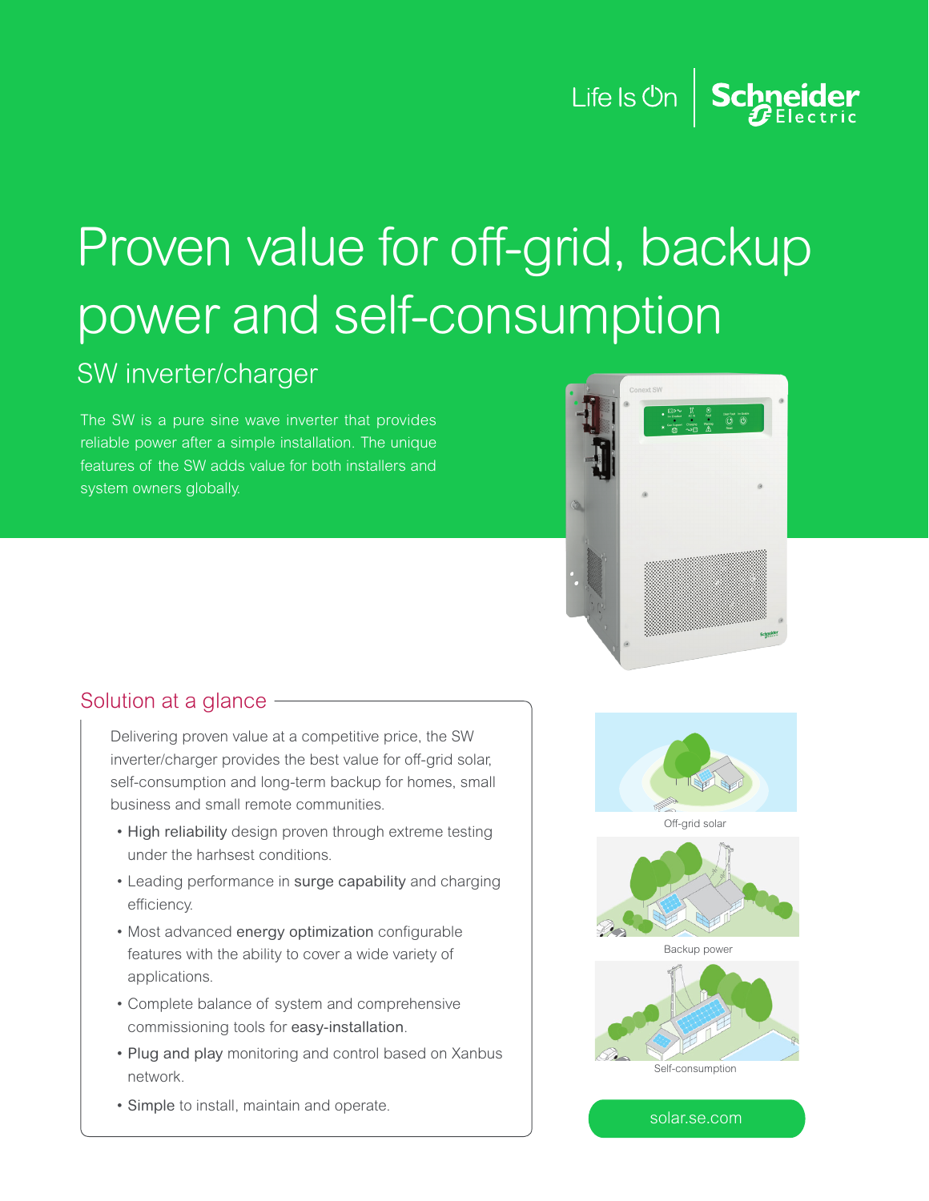Life Is On | Schneider Electric

# Proven value for off-grid, backup power and self-consumption

## SW inverter/charger

The SW is a pure sine wave inverter that provides reliable power after a simple installation. The unique features of the SW adds value for both installers and system owners globally.

## Solution at a glance

Delivering proven value at a competitive price, the SW inverter/charger provides the best value for off-grid solar, self-consumption and long-term backup for homes, small business and small remote communities.

- High reliability design proven through extreme testing under the harhsest conditions.
- Leading performance in surge capability and charging efficiency.
- Most advanced energy optimization configurable features with the ability to cover a wide variety of applications.
- Complete balance of system and comprehensive commissioning tools for easy-installation.
- Plug and play monitoring and control based on Xanbus network.
- Simple to install, maintain and operate.

Off-grid solar

Backup power

Self-consumption

solar.se.com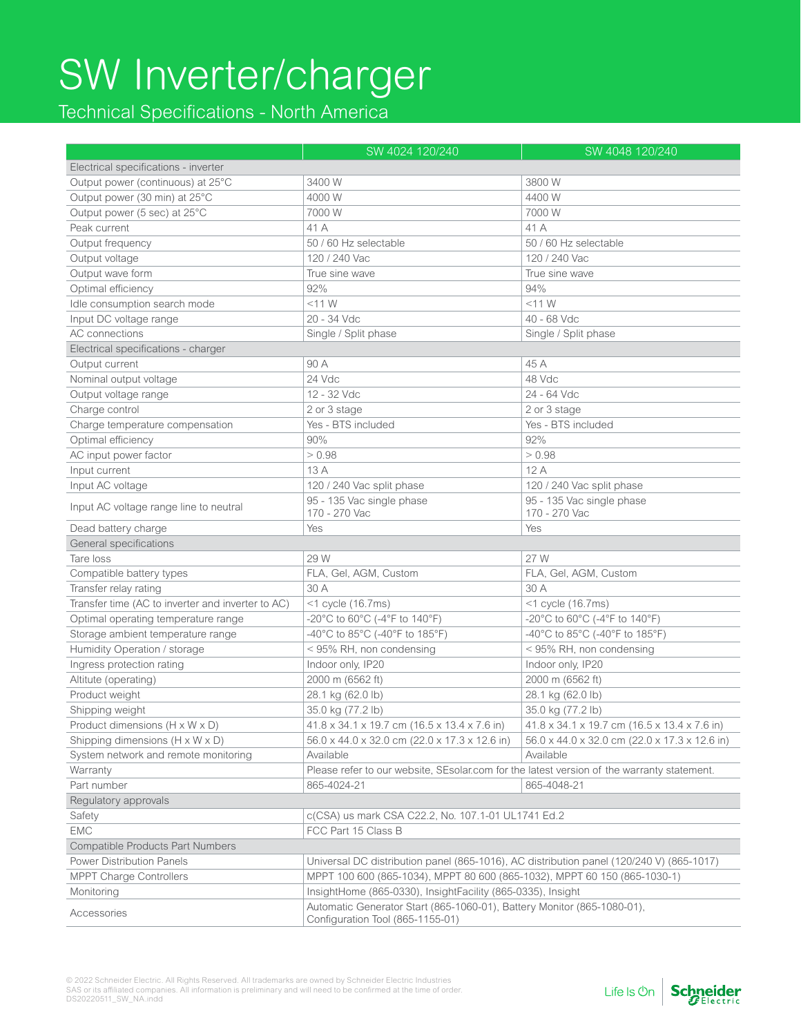# SW Inverter/charger

## Technical Specifications - North America

| | SW 4024 120/240 | SW 4048 120/240 |
| --- | --- | --- |
| Electrical specifications - inverter | | |
| Output power (continuous) at 25°C | 3400 W | 3800 W |
| Output power (30 min) at 25°C | 4000 W | 4400 W |
| Output power (5 sec) at 25°C | 7000 W | 7000 W |
| Peak current | 41 A | 41 A |
| Output frequency | 50 / 60 Hz selectable | 50 / 60 Hz selectable |
| Output voltage | 120 / 240 Vac | 120 / 240 Vac |
| Output wave form | True sine wave | True sine wave |
| Optimal efficiency | 92% | 94% |
| Idle consumption search mode | <11 W | <11 W |
| Input DC voltage range | 20 - 34 Vdc | 40 - 68 Vdc |
| AC connections | Single / Split phase | Single / Split phase |
| Electrical specifications - charger | | |
| Output current | 90 A | 45 A |
| Nominal output voltage | 24 Vdc | 48 Vdc |
| Output voltage range | 12 - 32 Vdc | 24 - 64 Vdc |
| Charge control | 2 or 3 stage | 2 or 3 stage |
| Charge temperature compensation | Yes - BTS included | Yes - BTS included |
| Optimal efficiency | 90% | 92% |
| AC input power factor | > 0.98 | > 0.98 |
| Input current | 13 A | 12 A |
| Input AC voltage | 120 / 240 Vac split phase | 120 / 240 Vac split phase |
| Input AC voltage range line to neutral | 95 - 135 Vac single phase 170 - 270 Vac | 95 - 135 Vac single phase 170 - 270 Vac |
| Dead battery charge | Yes | Yes |
| General specifications | | |
| Tare loss | 29 W | 27 W |
| Compatible battery types | FLA, Gel, AGM, Custom | FLA, Gel, AGM, Custom |
| Transfer relay rating | 30 A | 30 A |
| Transfer time (AC to inverter and inverter to AC) | <1 cycle (16.7ms) | <1 cycle (16.7ms) |
| Optimal operating temperature range | -20°C to 60°C (-4°F to 140°F) | -20°C to 60°C (-4°F to 140°F) |
| Storage ambient temperature range | -40°C to 85°C (-40°F to 185°F) | -40°C to 85°C (-40°F to 185°F) |
| Humidity Operation / storage | < 95% RH, non condensing | < 95% RH, non condensing |
| Ingress protection rating | Indoor only, IP20 | Indoor only, IP20 |
| Altitute (operating) | 2000 m (6562 ft) | 2000 m (6562 ft) |
| Product weight | 28.1 kg (62.0 lb) | 28.1 kg (62.0 lb) |
| Shipping weight | 35.0 kg (77.2 lb) | 35.0 kg (77.2 lb) |
| Product dimensions (H x W x D) | 41.8 x 34.1 x 19.7 cm (16.5 x 13.4 x 7.6 in) | 41.8 x 34.1 x 19.7 cm (16.5 x 13.4 x 7.6 in) |
| Shipping dimensions (H x W x D) | 56.0 x 44.0 x 32.0 cm (22.0 x 17.3 x 12.6 in) | 56.0 x 44.0 x 32.0 cm (22.0 x 17.3 x 12.6 in) |
| System network and remote monitoring | Available | Available |
| Warranty | Please refer to our website, SEsolar.com for the latest version of the warranty statement. | |
| Part number | 865-4024-21 | 865-4048-21 |
| Regulatory approvals | | |
| Safety | c(CSA) us mark CSA C22.2, No. 107.1-01 UL1741 Ed.2 | |
| EMC | FCC Part 15 Class B | |
| Compatible Products Part Numbers | | |
| Power Distribution Panels | Universal DC distribution panel (865-1016), AC distribution panel (120/240 V) (865-1017) | |
| MPPT Charge Controllers | MPPT 100 600 (865-1034), MPPT 80 600 (865-1032), MPPT 60 150 (865-1030-1) | |
| Monitoring | InsightHome (865-0330), InsightFacility (865-0335), Insight | |
| Accessories | Automatic Generator Start (865-1060-01), Battery Monitor (865-1080-01), Configuration Tool (865-1155-01) | |

© 2022 Schneider Electric. All Rights Reserved. All trademarks are owned by Schneider Electric Industries SAS or its affiliated companies. All information is preliminary and will need to be confirmed at the time of order.
DS20220511_SW_NA.indd

Life Is On | Schneider Electric